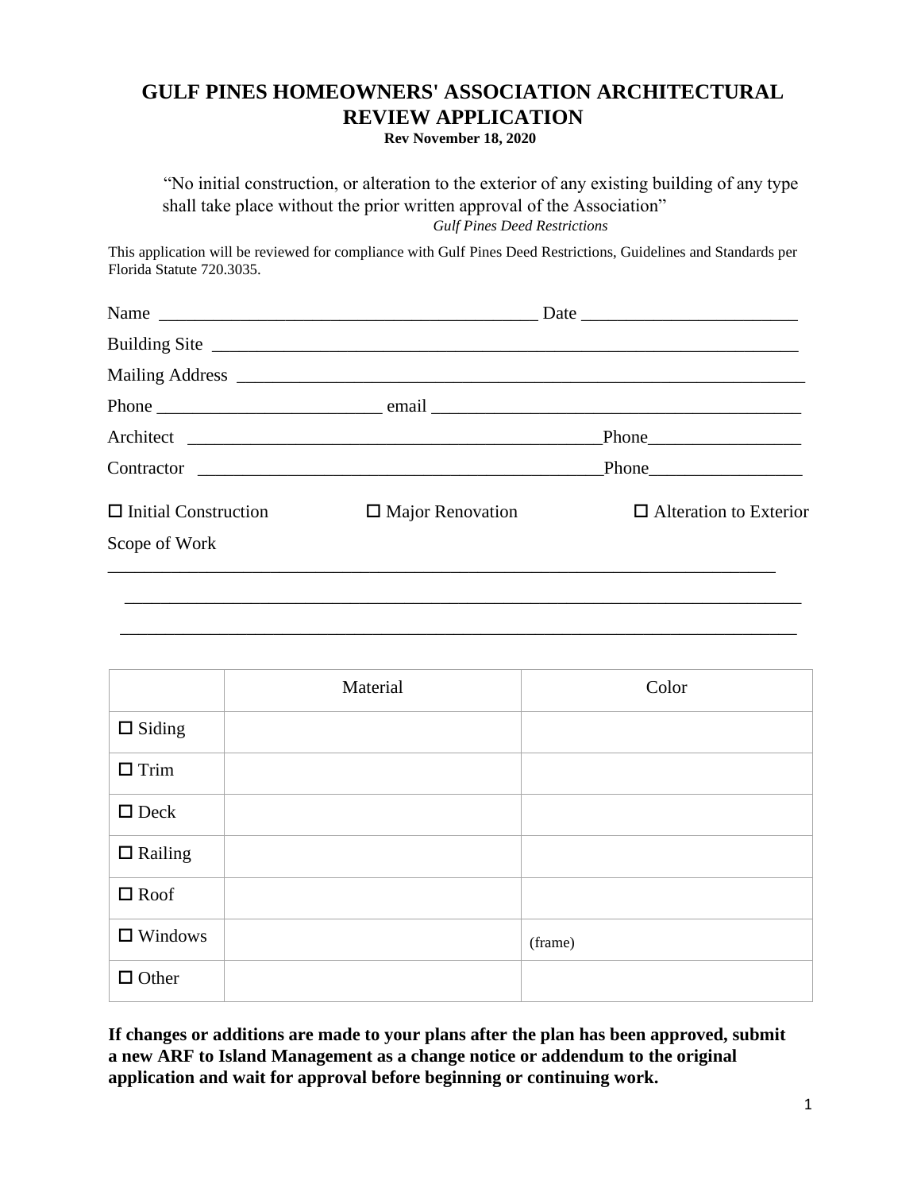# GULF PINES HOMEOWNERS' ASSOCIATION ARCHITECTURAL REVIEW APPLICATION

**Rev November 18, 2020**

> "No initial construction, or alteration to the exterior of any existing building of any type shall take place without the prior written approval of the Association"
>
> *Gulf Pines Deed Restrictions*

This application will be reviewed for compliance with Gulf Pines Deed Restrictions, Guidelines and Standards per Florida Statute 720.3035.

Name ________________________________________ Date ________________________

Building Site ________________________________________________________________

Mailing Address ______________________________________________________________

Phone ________________________ email ______________________________________

Architect ____________________________________________Phone_________________

Contractor ___________________________________________Phone_________________

☐ Initial Construction ☐ Major Renovation ☐ Alteration to Exterior

Scope of Work

___________________________________________________________________________

___________________________________________________________________________

___________________________________________________________________________

| | Material | Color |
|---|---|---|
| ☐ Siding | | |
| ☐ Trim | | |
| ☐ Deck | | |
| ☐ Railing | | |
| ☐ Roof | | |
| ☐ Windows | | (frame) |
| ☐ Other | | |

**If changes or additions are made to your plans after the plan has been approved, submit a new ARF to Island Management as a change notice or addendum to the original application and wait for approval before beginning or continuing work.**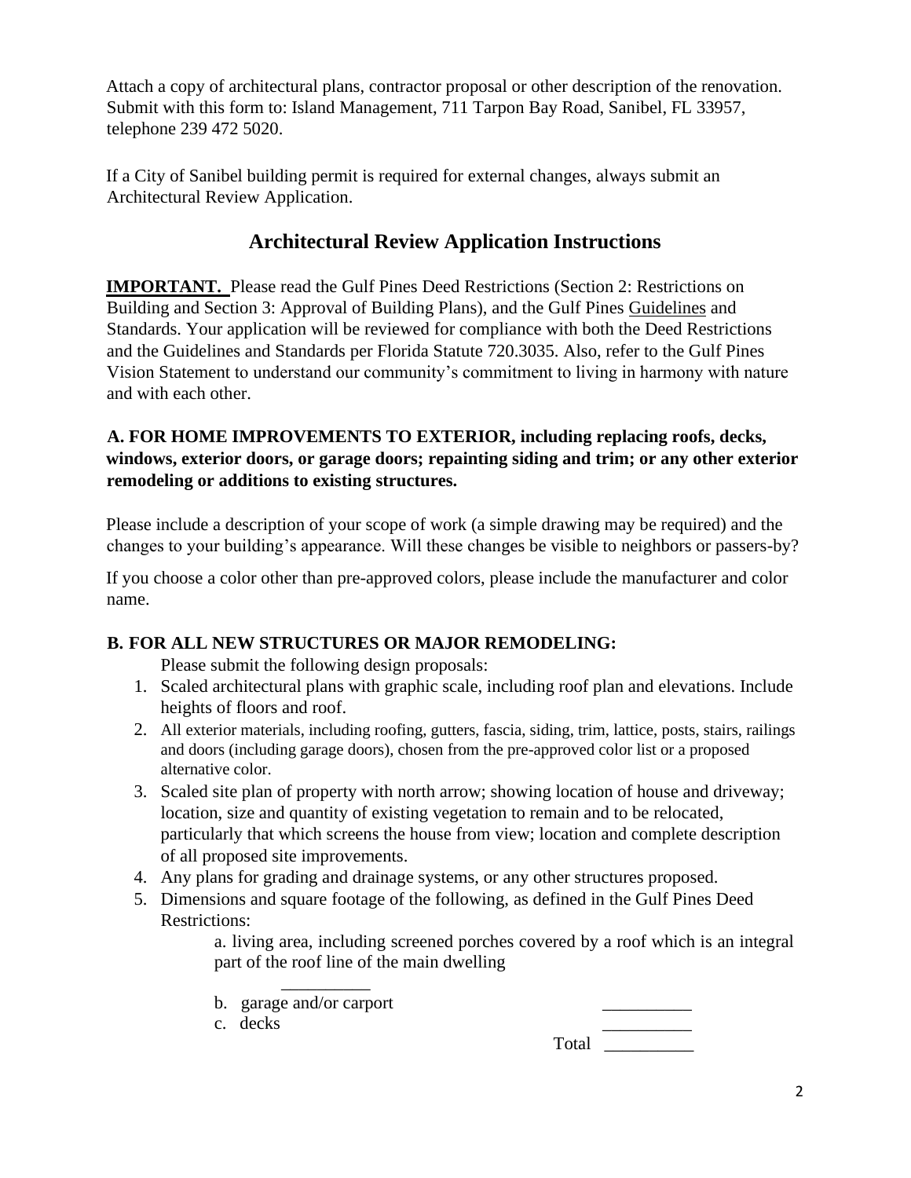Attach a copy of architectural plans, contractor proposal or other description of the renovation. Submit with this form to: Island Management, 711 Tarpon Bay Road, Sanibel, FL 33957, telephone 239 472 5020.

If a City of Sanibel building permit is required for external changes, always submit an Architectural Review Application.

## Architectural Review Application Instructions

**IMPORTANT.** Please read the Gulf Pines Deed Restrictions (Section 2: Restrictions on Building and Section 3: Approval of Building Plans), and the Gulf Pines Guidelines and Standards. Your application will be reviewed for compliance with both the Deed Restrictions and the Guidelines and Standards per Florida Statute 720.3035. Also, refer to the Gulf Pines Vision Statement to understand our community's commitment to living in harmony with nature and with each other.

### A. FOR HOME IMPROVEMENTS TO EXTERIOR, including replacing roofs, decks, windows, exterior doors, or garage doors; repainting siding and trim; or any other exterior remodeling or additions to existing structures.

Please include a description of your scope of work (a simple drawing may be required) and the changes to your building's appearance. Will these changes be visible to neighbors or passers-by?

If you choose a color other than pre-approved colors, please include the manufacturer and color name.

### B. FOR ALL NEW STRUCTURES OR MAJOR REMODELING:

Please submit the following design proposals:

1. Scaled architectural plans with graphic scale, including roof plan and elevations. Include heights of floors and roof.
2. All exterior materials, including roofing, gutters, fascia, siding, trim, lattice, posts, stairs, railings and doors (including garage doors), chosen from the pre-approved color list or a proposed alternative color.
3. Scaled site plan of property with north arrow; showing location of house and driveway; location, size and quantity of existing vegetation to remain and to be relocated, particularly that which screens the house from view; location and complete description of all proposed site improvements.
4. Any plans for grading and drainage systems, or any other structures proposed.
5. Dimensions and square footage of the following, as defined in the Gulf Pines Deed Restrictions:

   a. living area, including screened porches covered by a roof which is an integral part of the roof line of the main dwelling __________

   b. garage and/or carport __________

   c. decks __________

   Total __________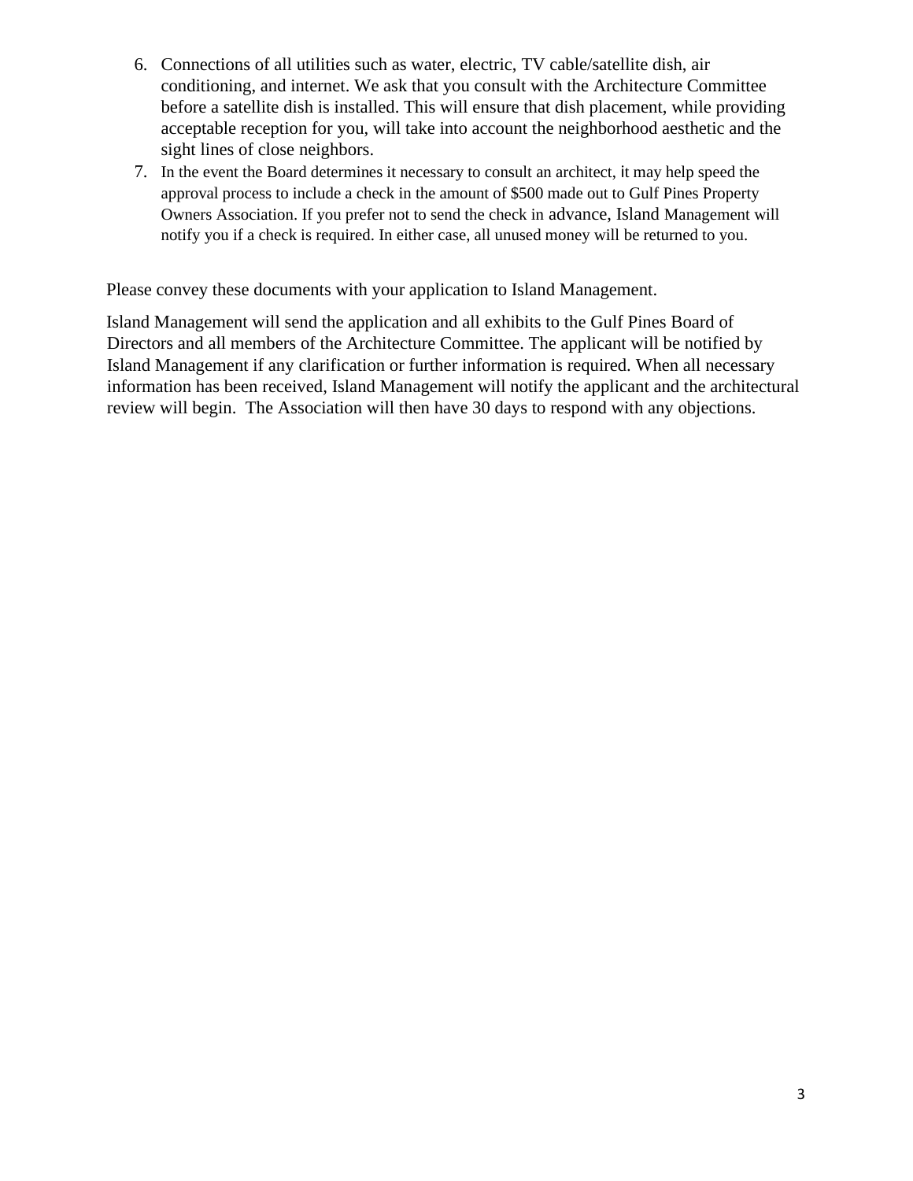6. Connections of all utilities such as water, electric, TV cable/satellite dish, air conditioning, and internet. We ask that you consult with the Architecture Committee before a satellite dish is installed. This will ensure that dish placement, while providing acceptable reception for you, will take into account the neighborhood aesthetic and the sight lines of close neighbors.
7. In the event the Board determines it necessary to consult an architect, it may help speed the approval process to include a check in the amount of $500 made out to Gulf Pines Property Owners Association. If you prefer not to send the check in advance, Island Management will notify you if a check is required. In either case, all unused money will be returned to you.

Please convey these documents with your application to Island Management.

Island Management will send the application and all exhibits to the Gulf Pines Board of Directors and all members of the Architecture Committee. The applicant will be notified by Island Management if any clarification or further information is required. When all necessary information has been received, Island Management will notify the applicant and the architectural review will begin. The Association will then have 30 days to respond with any objections.